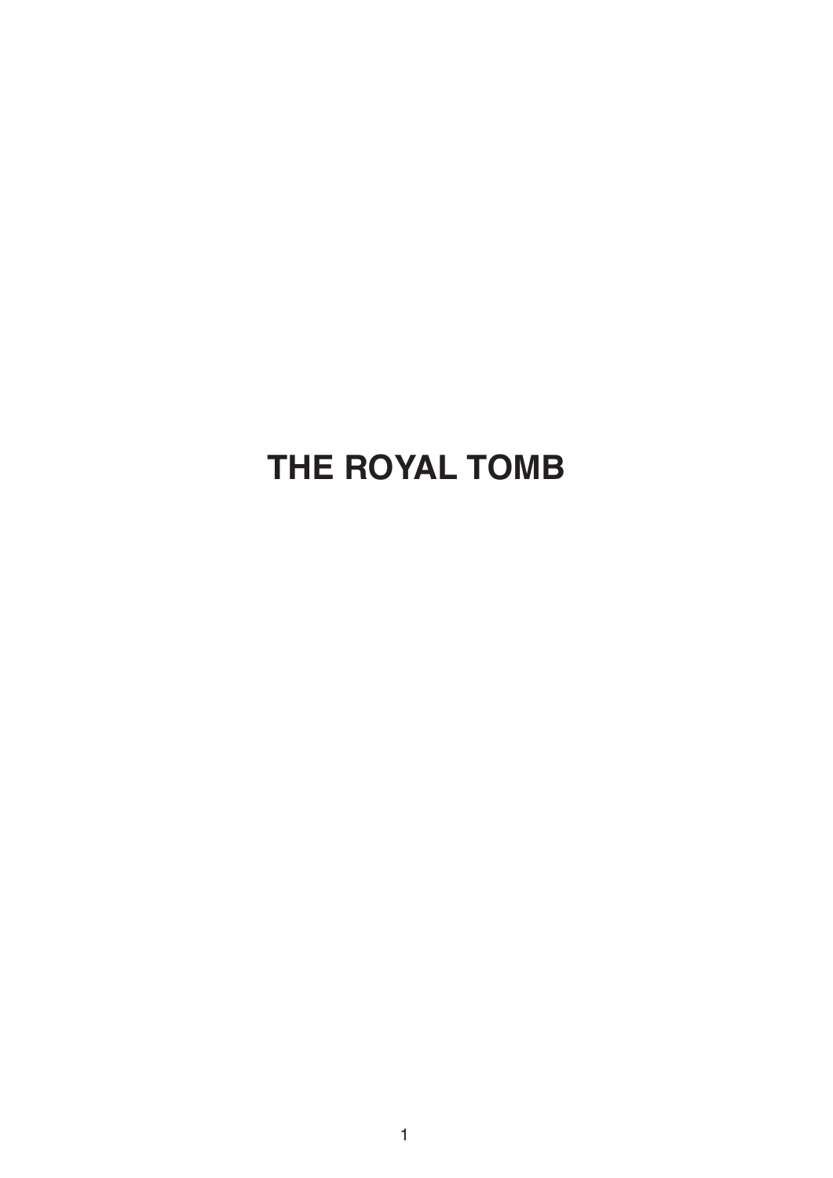# THE ROYAL TOMB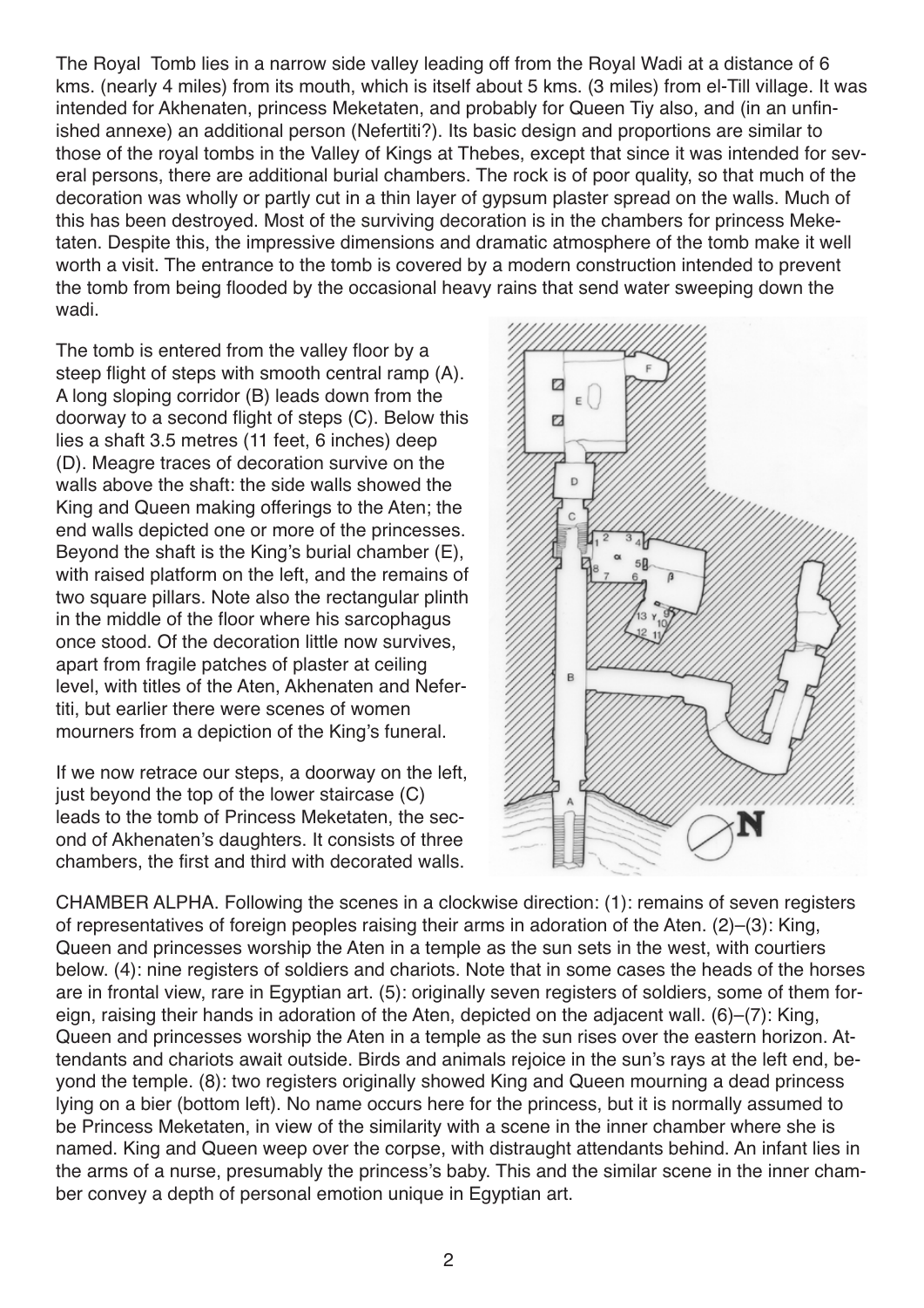The Royal Tomb lies in a narrow side valley leading off from the Royal Wadi at a distance of 6 kms. (nearly 4 miles) from its mouth, which is itself about 5 kms. (3 miles) from el-Till village. It was intended for Akhenaten, princess Meketaten, and probably for Queen Tiy also, and (in an unfinished annexe) an additional person (Nefertiti?). Its basic design and proportions are similar to those of the royal tombs in the Valley of Kings at Thebes, except that since it was intended for several persons, there are additional burial chambers. The rock is of poor quality, so that much of the decoration was wholly or partly cut in a thin layer of gypsum plaster spread on the walls. Much of this has been destroyed. Most of the surviving decoration is in the chambers for princess Meketaten. Despite this, the impressive dimensions and dramatic atmosphere of the tomb make it well worth a visit. The entrance to the tomb is covered by a modern construction intended to prevent the tomb from being flooded by the occasional heavy rains that send water sweeping down the wadi.

The tomb is entered from the valley floor by a steep flight of steps with smooth central ramp (A). A long sloping corridor (B) leads down from the doorway to a second flight of steps (C). Below this lies a shaft 3.5 metres (11 feet, 6 inches) deep (D). Meagre traces of decoration survive on the walls above the shaft: the side walls showed the King and Queen making offerings to the Aten; the end walls depicted one or more of the princesses. Beyond the shaft is the King's burial chamber (E), with raised platform on the left, and the remains of two square pillars. Note also the rectangular plinth in the middle of the floor where his sarcophagus once stood. Of the decoration little now survives, apart from fragile patches of plaster at ceiling level, with titles of the Aten, Akhenaten and Nefertiti, but earlier there were scenes of women mourners from a depiction of the King's funeral.

If we now retrace our steps, a doorway on the left, just beyond the top of the lower staircase (C) leads to the tomb of Princess Meketaten, the second of Akhenaten's daughters. It consists of three chambers, the first and third with decorated walls.

CHAMBER ALPHA. Following the scenes in a clockwise direction: (1): remains of seven registers of representatives of foreign peoples raising their arms in adoration of the Aten. (2)–(3): King, Queen and princesses worship the Aten in a temple as the sun sets in the west, with courtiers below. (4): nine registers of soldiers and chariots. Note that in some cases the heads of the horses are in frontal view, rare in Egyptian art. (5): originally seven registers of soldiers, some of them foreign, raising their hands in adoration of the Aten, depicted on the adjacent wall. (6)–(7): King, Queen and princesses worship the Aten in a temple as the sun rises over the eastern horizon. Attendants and chariots await outside. Birds and animals rejoice in the sun's rays at the left end, beyond the temple. (8): two registers originally showed King and Queen mourning a dead princess lying on a bier (bottom left). No name occurs here for the princess, but it is normally assumed to be Princess Meketaten, in view of the similarity with a scene in the inner chamber where she is named. King and Queen weep over the corpse, with distraught attendants behind. An infant lies in the arms of a nurse, presumably the princess's baby. This and the similar scene in the inner chamber convey a depth of personal emotion unique in Egyptian art.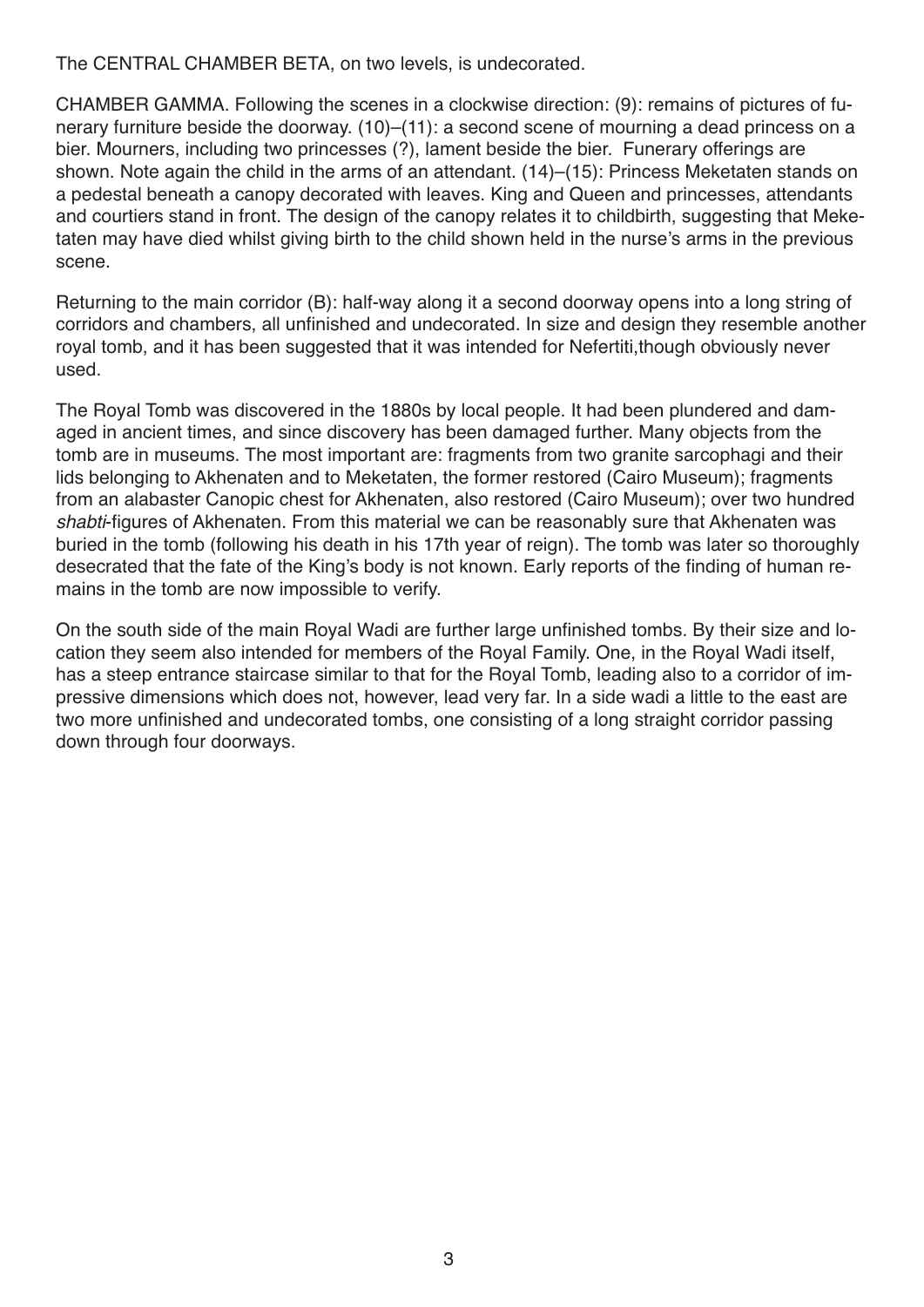The CENTRAL CHAMBER BETA, on two levels, is undecorated.

CHAMBER GAMMA. Following the scenes in a clockwise direction: (9): remains of pictures of funerary furniture beside the doorway. (10)–(11): a second scene of mourning a dead princess on a bier. Mourners, including two princesses (?), lament beside the bier. Funerary offerings are shown. Note again the child in the arms of an attendant. (14)–(15): Princess Meketaten stands on a pedestal beneath a canopy decorated with leaves. King and Queen and princesses, attendants and courtiers stand in front. The design of the canopy relates it to childbirth, suggesting that Meketaten may have died whilst giving birth to the child shown held in the nurse's arms in the previous scene.

Returning to the main corridor (B): half-way along it a second doorway opens into a long string of corridors and chambers, all unfinished and undecorated. In size and design they resemble another royal tomb, and it has been suggested that it was intended for Nefertiti,though obviously never used.

The Royal Tomb was discovered in the 1880s by local people. It had been plundered and damaged in ancient times, and since discovery has been damaged further. Many objects from the tomb are in museums. The most important are: fragments from two granite sarcophagi and their lids belonging to Akhenaten and to Meketaten, the former restored (Cairo Museum); fragments from an alabaster Canopic chest for Akhenaten, also restored (Cairo Museum); over two hundred *shabti*-figures of Akhenaten. From this material we can be reasonably sure that Akhenaten was buried in the tomb (following his death in his 17th year of reign). The tomb was later so thoroughly desecrated that the fate of the King's body is not known. Early reports of the finding of human remains in the tomb are now impossible to verify.

On the south side of the main Royal Wadi are further large unfinished tombs. By their size and location they seem also intended for members of the Royal Family. One, in the Royal Wadi itself, has a steep entrance staircase similar to that for the Royal Tomb, leading also to a corridor of impressive dimensions which does not, however, lead very far. In a side wadi a little to the east are two more unfinished and undecorated tombs, one consisting of a long straight corridor passing down through four doorways.